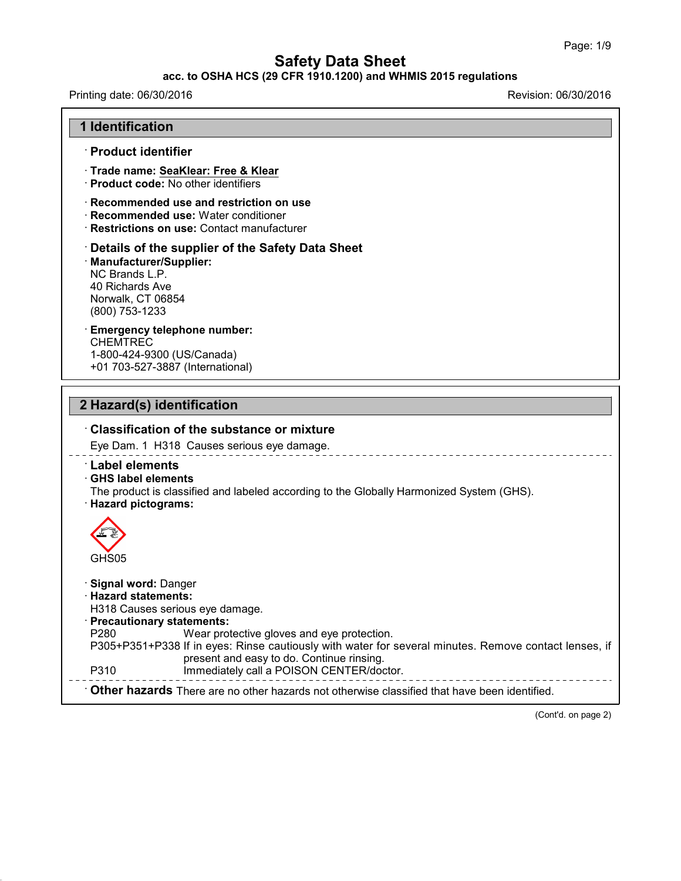# Safety Data Sheet

**acc. to OSHA HCS (29 CFR 1910.1200) and WHMIS 2015 regulations**

Printing date: 06/30/2016

Revision: 06/30/2016

## 1 Identification

### · Product identifier

· **Trade name: SeaKlear: Free & Klear**

· **Product code:** No other identifiers

· **Recommended use and restriction on use**

· **Recommended use:** Water conditioner

· **Restrictions on use:** Contact manufacturer

### · Details of the supplier of the Safety Data Sheet

· **Manufacturer/Supplier:**

NC Brands L.P.
40 Richards Ave
Norwalk, CT 06854
(800) 753-1233

· **Emergency telephone number:**

CHEMTREC
1-800-424-9300 (US/Canada)
+01 703-527-3887 (International)

## 2 Hazard(s) identification

### · Classification of the substance or mixture

Eye Dam. 1 H318 Causes serious eye damage.

### · Label elements

· **GHS label elements**

The product is classified and labeled according to the Globally Harmonized System (GHS).

· **Hazard pictograms:**

GHS05

· **Signal word:** Danger

· **Hazard statements:**

H318 Causes serious eye damage.

· **Precautionary statements:**

| | |
|---|---|
| P280 | Wear protective gloves and eye protection. |
| P305+P351+P338 | If in eyes: Rinse cautiously with water for several minutes. Remove contact lenses, if present and easy to do. Continue rinsing. |
| P310 | Immediately call a POISON CENTER/doctor. |

· **Other hazards** There are no other hazards not otherwise classified that have been identified.

(Cont'd. on page 2)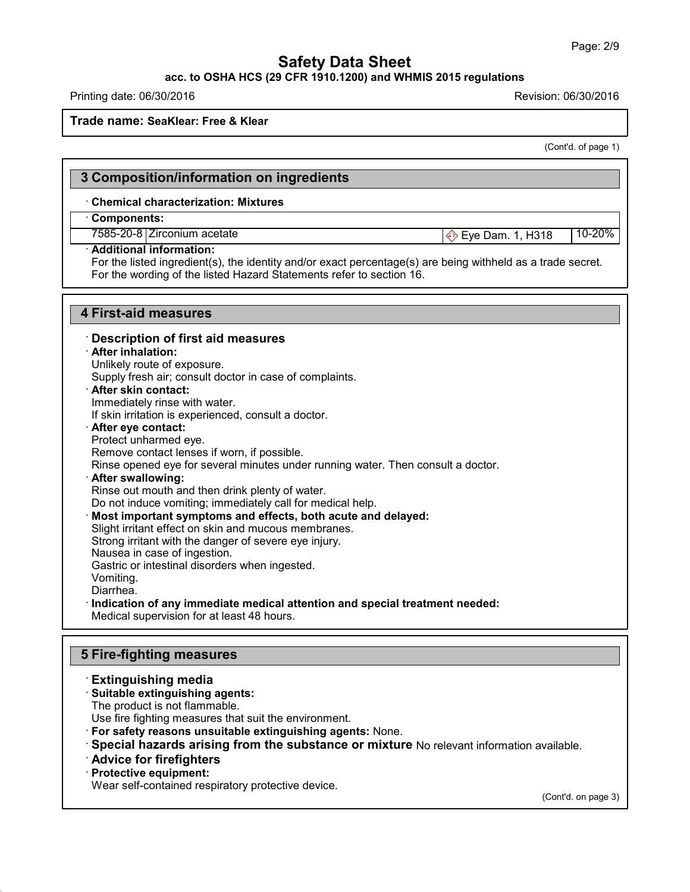Trade name: SeaKlear: Free & Klear

(Cont'd. of page 1)

## 3 Composition/information on ingredients

· **Chemical characterization: Mixtures**

· **Components:**

| | | | |
|---|---|---|---|
| 7585-20-8 | Zirconium acetate | Eye Dam. 1, H318 | 10-20% |

· **Additional information:**
For the listed ingredient(s), the identity and/or exact percentage(s) are being withheld as a trade secret.
For the wording of the listed Hazard Statements refer to section 16.

## 4 First-aid measures

· **Description of first aid measures**

· **After inhalation:**
Unlikely route of exposure.
Supply fresh air; consult doctor in case of complaints.

· **After skin contact:**
Immediately rinse with water.
If skin irritation is experienced, consult a doctor.

· **After eye contact:**
Protect unharmed eye.
Remove contact lenses if worn, if possible.
Rinse opened eye for several minutes under running water. Then consult a doctor.

· **After swallowing:**
Rinse out mouth and then drink plenty of water.
Do not induce vomiting; immediately call for medical help.

· **Most important symptoms and effects, both acute and delayed:**
Slight irritant effect on skin and mucous membranes.
Strong irritant with the danger of severe eye injury.
Nausea in case of ingestion.
Gastric or intestinal disorders when ingested.
Vomiting.
Diarrhea.

· **Indication of any immediate medical attention and special treatment needed:**
Medical supervision for at least 48 hours.

## 5 Fire-fighting measures

· **Extinguishing media**

· **Suitable extinguishing agents:**
The product is not flammable.
Use fire fighting measures that suit the environment.

· **For safety reasons unsuitable extinguishing agents:** None.

· **Special hazards arising from the substance or mixture** No relevant information available.

· **Advice for firefighters**

· **Protective equipment:**
Wear self-contained respiratory protective device.

(Cont'd. on page 3)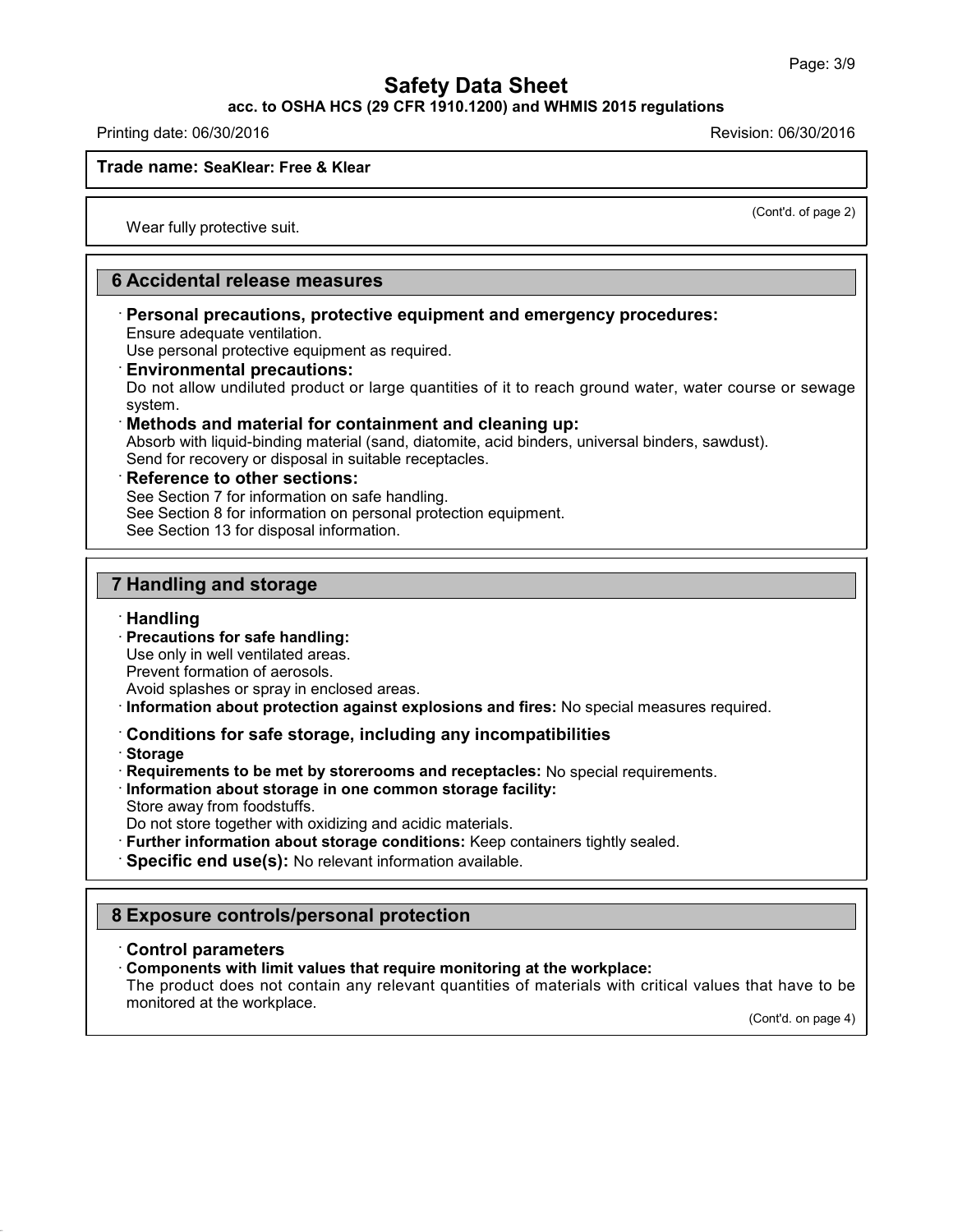(Cont'd. of page 2)

Wear fully protective suit.

## 6 Accidental release measures

**· Personal precautions, protective equipment and emergency procedures:**
Ensure adequate ventilation.
Use personal protective equipment as required.

**· Environmental precautions:**
Do not allow undiluted product or large quantities of it to reach ground water, water course or sewage system.

**· Methods and material for containment and cleaning up:**
Absorb with liquid-binding material (sand, diatomite, acid binders, universal binders, sawdust).
Send for recovery or disposal in suitable receptacles.

**· Reference to other sections:**
See Section 7 for information on safe handling.
See Section 8 for information on personal protection equipment.
See Section 13 for disposal information.

## 7 Handling and storage

**· Handling**

**· Precautions for safe handling:**
Use only in well ventilated areas.
Prevent formation of aerosols.
Avoid splashes or spray in enclosed areas.

**· Information about protection against explosions and fires:** No special measures required.

**· Conditions for safe storage, including any incompatibilities**

**· Storage**

**· Requirements to be met by storerooms and receptacles:** No special requirements.

**· Information about storage in one common storage facility:**
Store away from foodstuffs.
Do not store together with oxidizing and acidic materials.

**· Further information about storage conditions:** Keep containers tightly sealed.

**· Specific end use(s):** No relevant information available.

## 8 Exposure controls/personal protection

**· Control parameters**

**· Components with limit values that require monitoring at the workplace:**
The product does not contain any relevant quantities of materials with critical values that have to be monitored at the workplace.

(Cont'd. on page 4)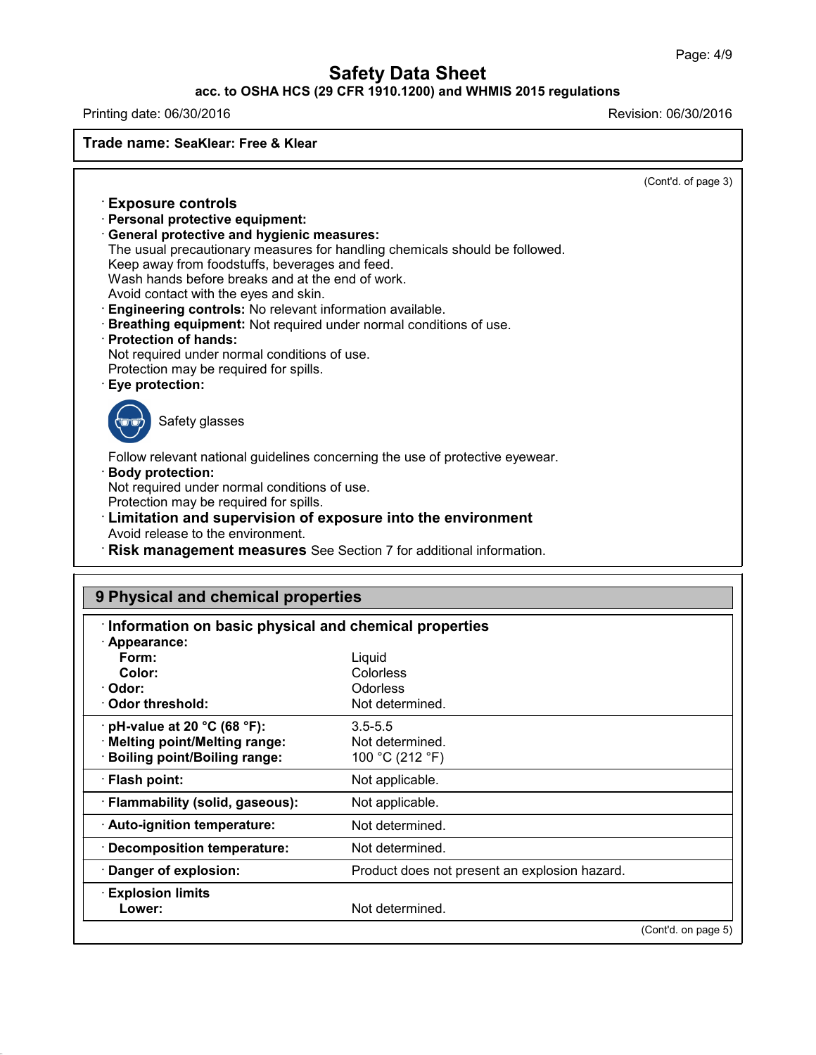**Safety Data Sheet**

**acc. to OSHA HCS (29 CFR 1910.1200) and WHMIS 2015 regulations**

Printing date: 06/30/2016 Revision: 06/30/2016

**Trade name: SeaKlear: Free & Klear**

(Cont'd. of page 3)

· **Exposure controls**

· **Personal protective equipment:**

· **General protective and hygienic measures:**

The usual precautionary measures for handling chemicals should be followed.
Keep away from foodstuffs, beverages and feed.
Wash hands before breaks and at the end of work.
Avoid contact with the eyes and skin.

· **Engineering controls:** No relevant information available.

· **Breathing equipment:** Not required under normal conditions of use.

· **Protection of hands:**
Not required under normal conditions of use.
Protection may be required for spills.

· **Eye protection:**

Safety glasses

Follow relevant national guidelines concerning the use of protective eyewear.

· **Body protection:**
Not required under normal conditions of use.
Protection may be required for spills.

· **Limitation and supervision of exposure into the environment**
Avoid release to the environment.

· **Risk management measures** See Section 7 for additional information.

## 9 Physical and chemical properties

· **Information on basic physical and chemical properties**

| Property | Value |
|---|---|
| · **Appearance:** | |
| **Form:** | Liquid |
| **Color:** | Colorless |
| · **Odor:** | Odorless |
| · **Odor threshold:** | Not determined. |
| · **pH-value at 20 °C (68 °F):** | 3.5-5.5 |
| · **Melting point/Melting range:** | Not determined. |
| · **Boiling point/Boiling range:** | 100 °C (212 °F) |
| · **Flash point:** | Not applicable. |
| · **Flammability (solid, gaseous):** | Not applicable. |
| · **Auto-ignition temperature:** | Not determined. |
| · **Decomposition temperature:** | Not determined. |
| · **Danger of explosion:** | Product does not present an explosion hazard. |
| · **Explosion limits** | |
| **Lower:** | Not determined. |

(Cont'd. on page 5)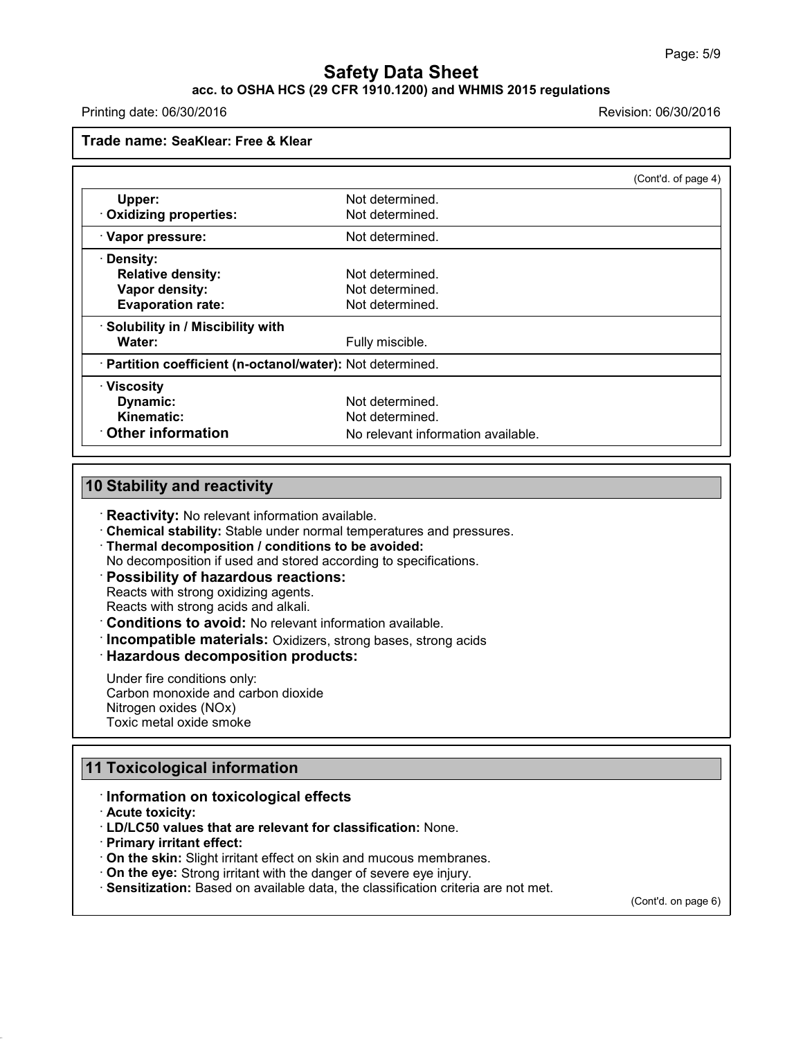**Trade name: SeaKlear: Free & Klear**

(Cont'd. of page 4)

| | |
|---|---|
| **Upper:** | Not determined. |
| · **Oxidizing properties:** | Not determined. |
| · **Vapor pressure:** | Not determined. |
| · **Density:** | |
| **Relative density:** | Not determined. |
| **Vapor density:** | Not determined. |
| **Evaporation rate:** | Not determined. |
| · **Solubility in / Miscibility with** | |
| **Water:** | Fully miscible. |
| · **Partition coefficient (n-octanol/water):** | Not determined. |
| · **Viscosity** | |
| **Dynamic:** | Not determined. |
| **Kinematic:** | Not determined. |
| · **Other information** | No relevant information available. |

## 10 Stability and reactivity

· **Reactivity:** No relevant information available.
· **Chemical stability:** Stable under normal temperatures and pressures.
· **Thermal decomposition / conditions to be avoided:**
No decomposition if used and stored according to specifications.
· **Possibility of hazardous reactions:**
Reacts with strong oxidizing agents.
Reacts with strong acids and alkali.
· **Conditions to avoid:** No relevant information available.
· **Incompatible materials:** Oxidizers, strong bases, strong acids
· **Hazardous decomposition products:**

Under fire conditions only:
Carbon monoxide and carbon dioxide
Nitrogen oxides (NOx)
Toxic metal oxide smoke

## 11 Toxicological information

· **Information on toxicological effects**
· **Acute toxicity:**
· **LD/LC50 values that are relevant for classification:** None.
· **Primary irritant effect:**
· **On the skin:** Slight irritant effect on skin and mucous membranes.
· **On the eye:** Strong irritant with the danger of severe eye injury.
· **Sensitization:** Based on available data, the classification criteria are not met.

(Cont'd. on page 6)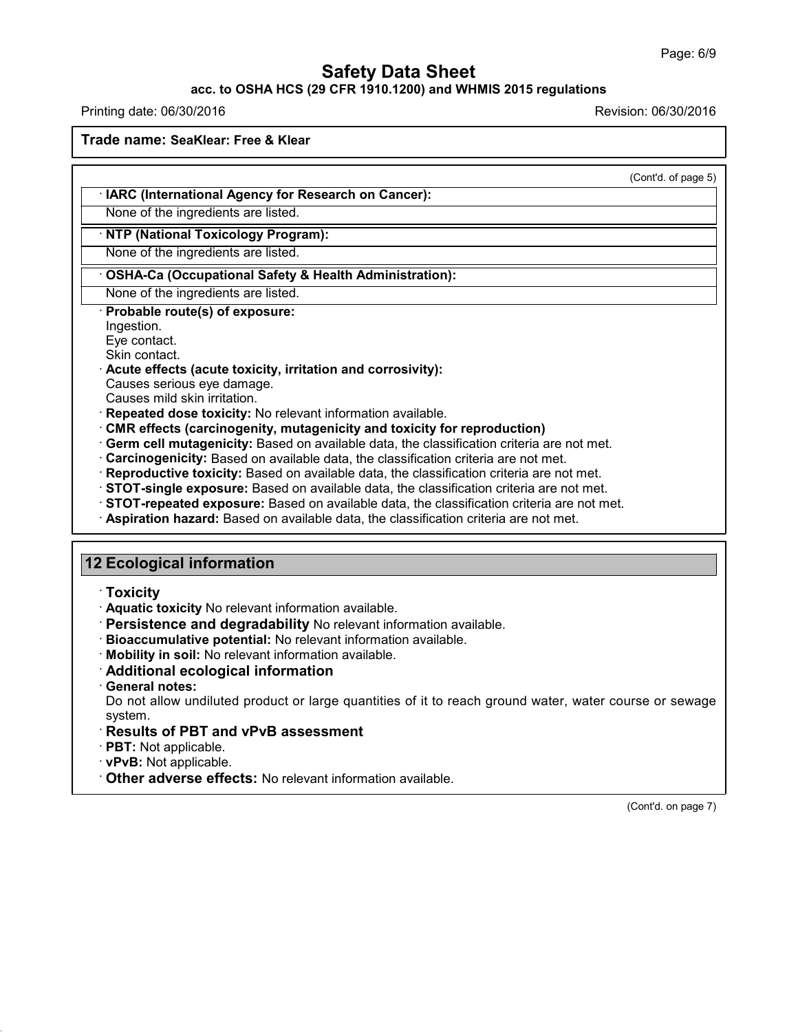**Trade name: SeaKlear: Free & Klear**

(Cont'd. of page 5)

· **IARC (International Agency for Research on Cancer):**

None of the ingredients are listed.

· **NTP (National Toxicology Program):**

None of the ingredients are listed.

· **OSHA-Ca (Occupational Safety & Health Administration):**

None of the ingredients are listed.

· **Probable route(s) of exposure:**
Ingestion.
Eye contact.
Skin contact.

· **Acute effects (acute toxicity, irritation and corrosivity):**
Causes serious eye damage.
Causes mild skin irritation.

· **Repeated dose toxicity:** No relevant information available.

· **CMR effects (carcinogenity, mutagenicity and toxicity for reproduction)**

· **Germ cell mutagenicity:** Based on available data, the classification criteria are not met.

· **Carcinogenicity:** Based on available data, the classification criteria are not met.

· **Reproductive toxicity:** Based on available data, the classification criteria are not met.

· **STOT-single exposure:** Based on available data, the classification criteria are not met.

· **STOT-repeated exposure:** Based on available data, the classification criteria are not met.

· **Aspiration hazard:** Based on available data, the classification criteria are not met.

## 12 Ecological information

· **Toxicity**

· **Aquatic toxicity** No relevant information available.

· **Persistence and degradability** No relevant information available.

· **Bioaccumulative potential:** No relevant information available.

· **Mobility in soil:** No relevant information available.

· **Additional ecological information**

· **General notes:**
Do not allow undiluted product or large quantities of it to reach ground water, water course or sewage system.

· **Results of PBT and vPvB assessment**

· **PBT:** Not applicable.

· **vPvB:** Not applicable.

· **Other adverse effects:** No relevant information available.

(Cont'd. on page 7)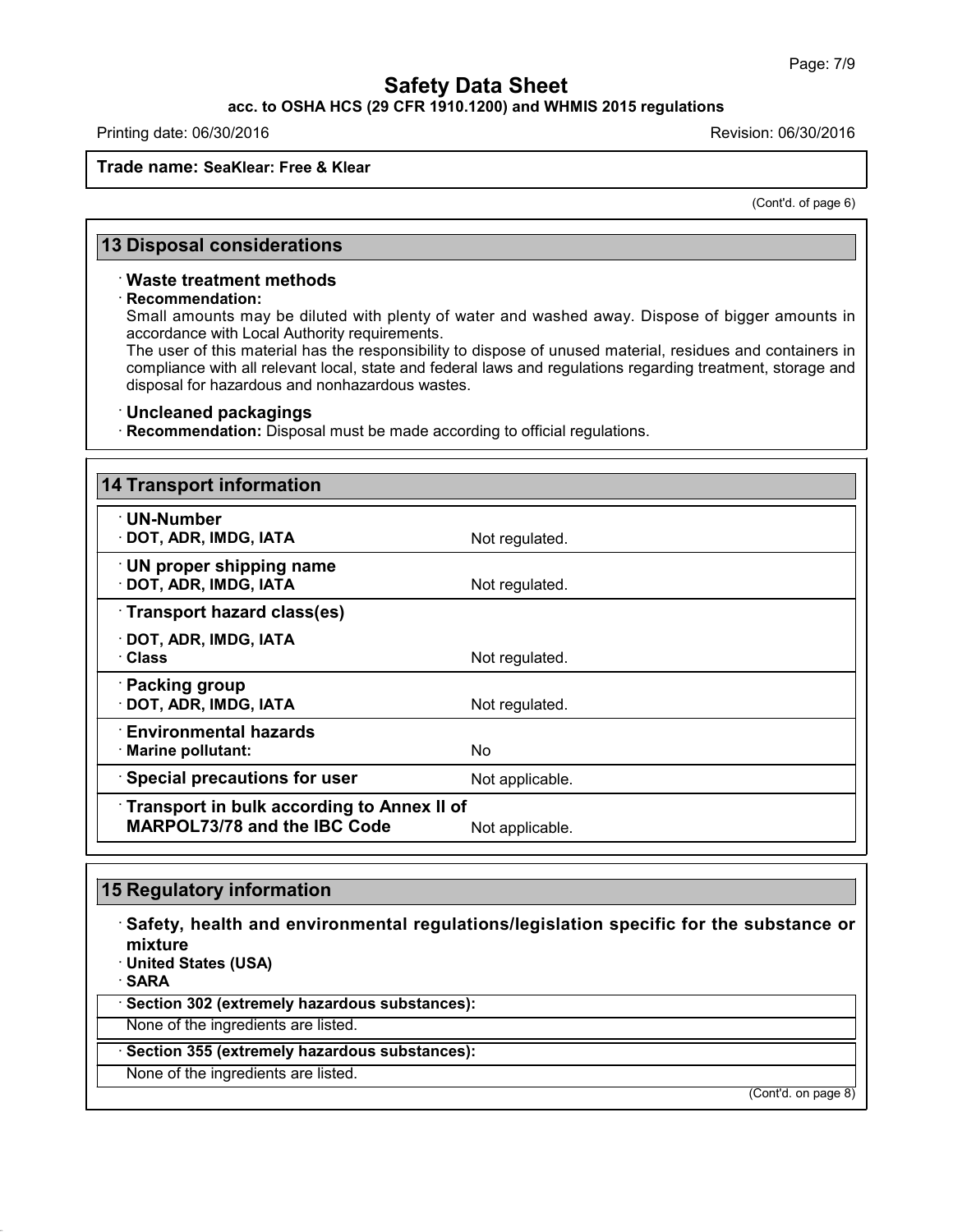Trade name: **SeaKlear: Free & Klear**

(Cont'd. of page 6)

## 13 Disposal considerations

· **Waste treatment methods**

· **Recommendation:**

Small amounts may be diluted with plenty of water and washed away. Dispose of bigger amounts in accordance with Local Authority requirements.

The user of this material has the responsibility to dispose of unused material, residues and containers in compliance with all relevant local, state and federal laws and regulations regarding treatment, storage and disposal for hazardous and nonhazardous wastes.

· **Uncleaned packagings**

· **Recommendation:** Disposal must be made according to official regulations.

## 14 Transport information

| | |
|---|---|
| · **UN-Number** | |
| · **DOT, ADR, IMDG, IATA** | Not regulated. |
| · **UN proper shipping name** | |
| · **DOT, ADR, IMDG, IATA** | Not regulated. |
| · **Transport hazard class(es)** | |
| · **DOT, ADR, IMDG, IATA** | |
| · **Class** | Not regulated. |
| · **Packing group** | |
| · **DOT, ADR, IMDG, IATA** | Not regulated. |
| · **Environmental hazards** | |
| · **Marine pollutant:** | No |
| · **Special precautions for user** | Not applicable. |
| · **Transport in bulk according to Annex II of MARPOL73/78 and the IBC Code** | Not applicable. |

## 15 Regulatory information

· **Safety, health and environmental regulations/legislation specific for the substance or mixture**

· **United States (USA)**

· **SARA**

| · **Section 302 (extremely hazardous substances):** |
|---|
| None of the ingredients are listed. |

| · **Section 355 (extremely hazardous substances):** |
|---|
| None of the ingredients are listed. |

(Cont'd. on page 8)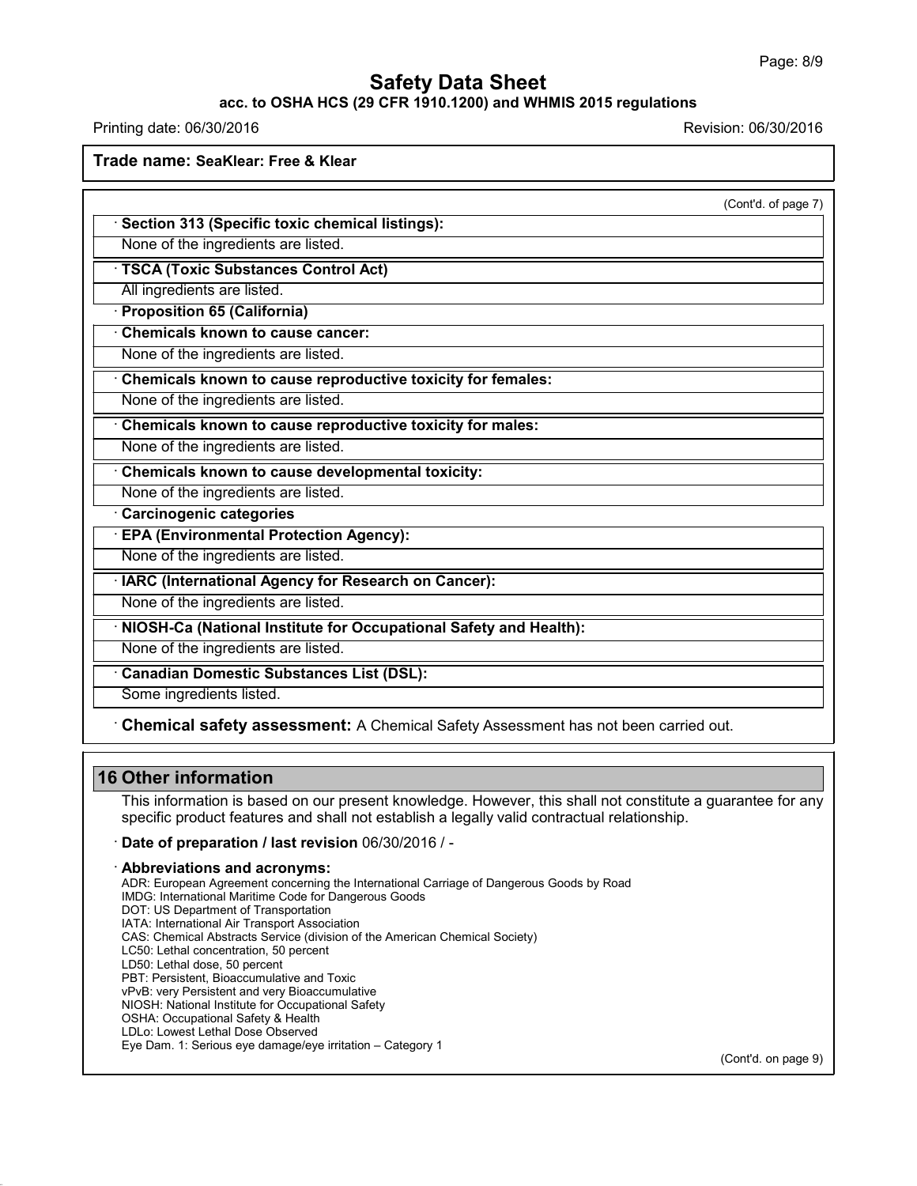(Cont'd. of page 7)

· **Section 313 (Specific toxic chemical listings):**

None of the ingredients are listed.

· **TSCA (Toxic Substances Control Act)**

All ingredients are listed.

· **Proposition 65 (California)**

· **Chemicals known to cause cancer:**

None of the ingredients are listed.

· **Chemicals known to cause reproductive toxicity for females:**

None of the ingredients are listed.

· **Chemicals known to cause reproductive toxicity for males:**

None of the ingredients are listed.

· **Chemicals known to cause developmental toxicity:**

None of the ingredients are listed.

· **Carcinogenic categories**

· **EPA (Environmental Protection Agency):**

None of the ingredients are listed.

· **IARC (International Agency for Research on Cancer):**

None of the ingredients are listed.

· **NIOSH-Ca (National Institute for Occupational Safety and Health):**

None of the ingredients are listed.

· **Canadian Domestic Substances List (DSL):**

Some ingredients listed.

· **Chemical safety assessment:** A Chemical Safety Assessment has not been carried out.

## 16 Other information

This information is based on our present knowledge. However, this shall not constitute a guarantee for any specific product features and shall not establish a legally valid contractual relationship.

· **Date of preparation / last revision** 06/30/2016 / -

· **Abbreviations and acronyms:**

ADR: European Agreement concerning the International Carriage of Dangerous Goods by Road
IMDG: International Maritime Code for Dangerous Goods
DOT: US Department of Transportation
IATA: International Air Transport Association
CAS: Chemical Abstracts Service (division of the American Chemical Society)
LC50: Lethal concentration, 50 percent
LD50: Lethal dose, 50 percent
PBT: Persistent, Bioaccumulative and Toxic
vPvB: very Persistent and very Bioaccumulative
NIOSH: National Institute for Occupational Safety
OSHA: Occupational Safety & Health
LDLo: Lowest Lethal Dose Observed
Eye Dam. 1: Serious eye damage/eye irritation – Category 1

(Cont'd. on page 9)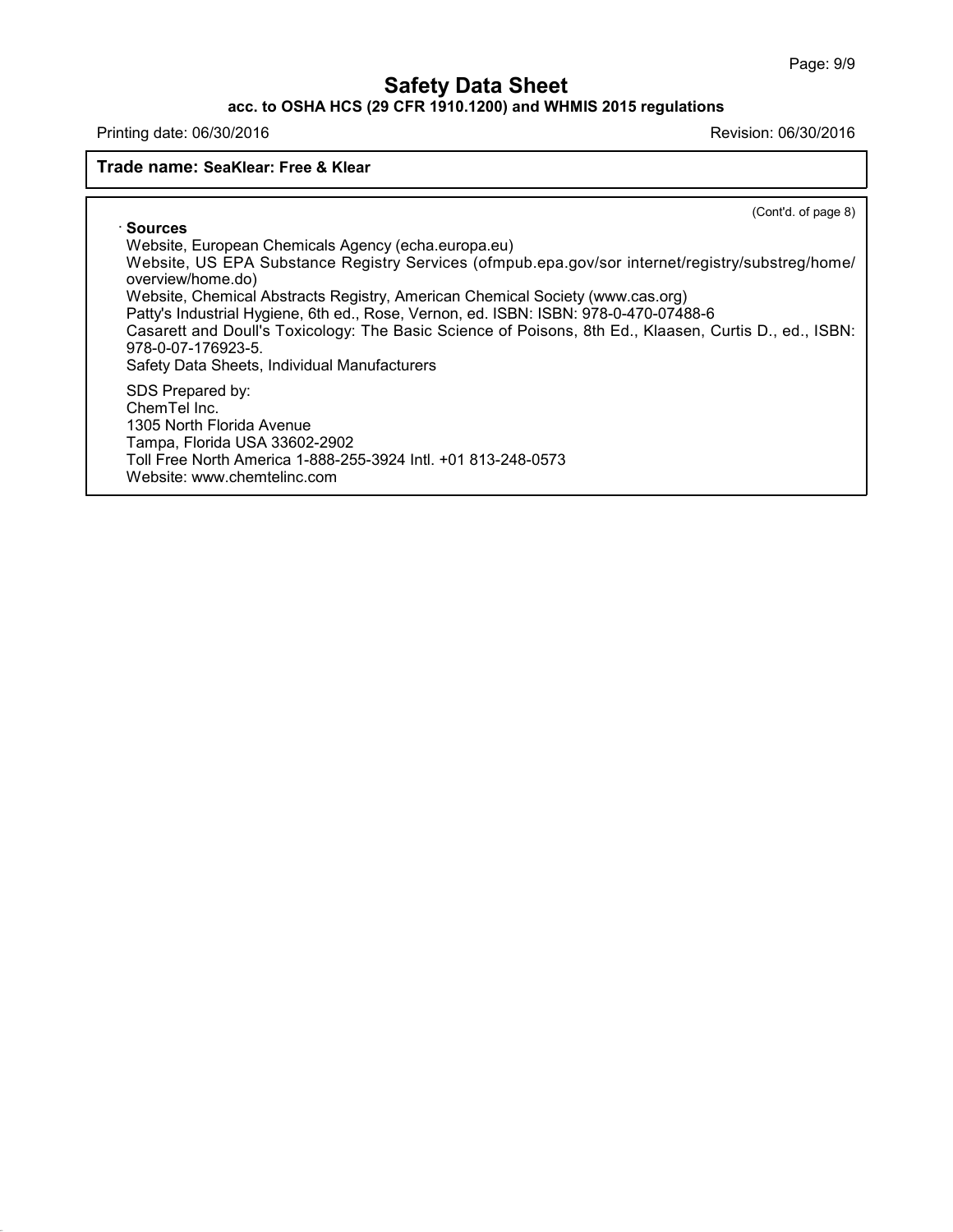(Cont'd. of page 8)

· **Sources**

Website, European Chemicals Agency (echa.europa.eu)
Website, US EPA Substance Registry Services (ofmpub.epa.gov/sor internet/registry/substreg/home/overview/home.do)
Website, Chemical Abstracts Registry, American Chemical Society (www.cas.org)
Patty's Industrial Hygiene, 6th ed., Rose, Vernon, ed. ISBN: ISBN: 978-0-470-07488-6
Casarett and Doull's Toxicology: The Basic Science of Poisons, 8th Ed., Klaasen, Curtis D., ed., ISBN: 978-0-07-176923-5.
Safety Data Sheets, Individual Manufacturers

SDS Prepared by:
ChemTel Inc.
1305 North Florida Avenue
Tampa, Florida USA 33602-2902
Toll Free North America 1-888-255-3924 Intl. +01 813-248-0573
Website: www.chemtelinc.com